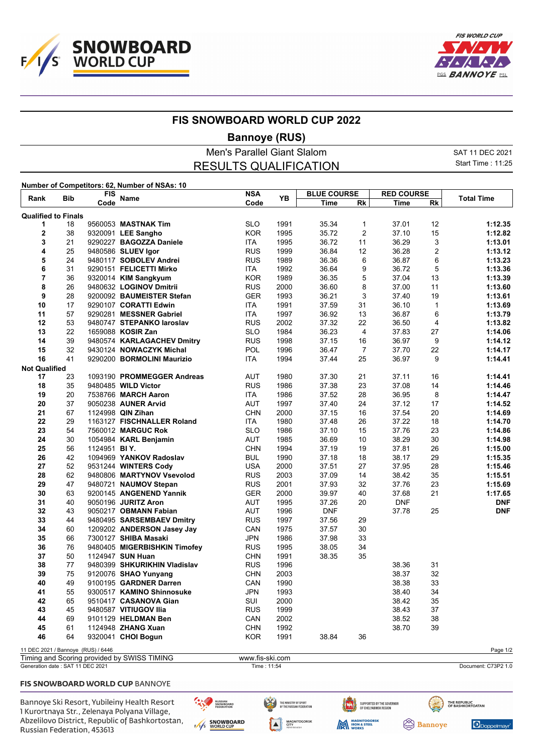# FIS SNOWBOARD WORLD CUP 2022

## Bannoye (RUS)

Men's Parallel Giant Slalom

RESULTS QUALIFICATION

SAT 11 DEC 2021
Start Time : 11:25

Number of Competitors: 62, Number of NSAs: 10

| Rank | Bib | FIS Code | Name | NSA Code | YB | BLUE COURSE Time | Rk | RED COURSE Time | Rk | Total Time |
|---|---|---|---|---|---|---|---|---|---|---|
| **Qualified to Finals** | | | | | | | | | | |
| 1 | 18 | 9560053 | **MASTNAK Tim** | SLO | 1991 | 35.34 | 1 | 37.01 | 12 | **1:12.35** |
| 2 | 38 | 9320091 | **LEE Sangho** | KOR | 1995 | 35.72 | 2 | 37.10 | 15 | **1:12.82** |
| 3 | 21 | 9290227 | **BAGOZZA Daniele** | ITA | 1995 | 36.72 | 11 | 36.29 | 3 | **1:13.01** |
| 4 | 25 | 9480586 | **SLUEV Igor** | RUS | 1999 | 36.84 | 12 | 36.28 | 2 | **1:13.12** |
| 5 | 24 | 9480117 | **SOBOLEV Andrei** | RUS | 1989 | 36.36 | 6 | 36.87 | 6 | **1:13.23** |
| 6 | 31 | 9290151 | **FELICETTI Mirko** | ITA | 1992 | 36.64 | 9 | 36.72 | 5 | **1:13.36** |
| 7 | 36 | 9320014 | **KIM Sangkyum** | KOR | 1989 | 36.35 | 5 | 37.04 | 13 | **1:13.39** |
| 8 | 26 | 9480632 | **LOGINOV Dmitrii** | RUS | 2000 | 36.60 | 8 | 37.00 | 11 | **1:13.60** |
| 9 | 28 | 9200092 | **BAUMEISTER Stefan** | GER | 1993 | 36.21 | 3 | 37.40 | 19 | **1:13.61** |
| 10 | 17 | 9290107 | **CORATTI Edwin** | ITA | 1991 | 37.59 | 31 | 36.10 | 1 | **1:13.69** |
| 11 | 57 | 9290281 | **MESSNER Gabriel** | ITA | 1997 | 36.92 | 13 | 36.87 | 6 | **1:13.79** |
| 12 | 53 | 9480747 | **STEPANKO Iaroslav** | RUS | 2002 | 37.32 | 22 | 36.50 | 4 | **1:13.82** |
| 13 | 22 | 1659088 | **KOSIR Zan** | SLO | 1984 | 36.23 | 4 | 37.83 | 27 | **1:14.06** |
| 14 | 39 | 9480574 | **KARLAGACHEV Dmitry** | RUS | 1998 | 37.15 | 16 | 36.97 | 9 | **1:14.12** |
| 15 | 32 | 9430124 | **NOWACZYK Michal** | POL | 1996 | 36.47 | 7 | 37.70 | 22 | **1:14.17** |
| 16 | 41 | 9290200 | **BORMOLINI Maurizio** | ITA | 1994 | 37.44 | 25 | 36.97 | 9 | **1:14.41** |
| **Not Qualified** | | | | | | | | | | |
| 17 | 23 | 1093190 | **PROMMEGGER Andreas** | AUT | 1980 | 37.30 | 21 | 37.11 | 16 | **1:14.41** |
| 18 | 35 | 9480485 | **WILD Victor** | RUS | 1986 | 37.38 | 23 | 37.08 | 14 | **1:14.46** |
| 19 | 20 | 7538766 | **MARCH Aaron** | ITA | 1986 | 37.52 | 28 | 36.95 | 8 | **1:14.47** |
| 20 | 37 | 9050238 | **AUNER Arvid** | AUT | 1997 | 37.40 | 24 | 37.12 | 17 | **1:14.52** |
| 21 | 67 | 1124998 | **QIN Zihan** | CHN | 2000 | 37.15 | 16 | 37.54 | 20 | **1:14.69** |
| 22 | 29 | 1163127 | **FISCHNALLER Roland** | ITA | 1980 | 37.48 | 26 | 37.22 | 18 | **1:14.70** |
| 23 | 54 | 7560012 | **MARGUC Rok** | SLO | 1986 | 37.10 | 15 | 37.76 | 23 | **1:14.86** |
| 24 | 30 | 1054984 | **KARL Benjamin** | AUT | 1985 | 36.69 | 10 | 38.29 | 30 | **1:14.98** |
| 25 | 56 | 1124951 | **BI Y.** | CHN | 1994 | 37.19 | 19 | 37.81 | 26 | **1:15.00** |
| 26 | 42 | 1094969 | **YANKOV Radoslav** | BUL | 1990 | 37.18 | 18 | 38.17 | 29 | **1:15.35** |
| 27 | 52 | 9531244 | **WINTERS Cody** | USA | 2000 | 37.51 | 27 | 37.95 | 28 | **1:15.46** |
| 28 | 62 | 9480806 | **MARTYNOV Vsevolod** | RUS | 2003 | 37.09 | 14 | 38.42 | 35 | **1:15.51** |
| 29 | 47 | 9480721 | **NAUMOV Stepan** | RUS | 2001 | 37.93 | 32 | 37.76 | 23 | **1:15.69** |
| 30 | 63 | 9200145 | **ANGENEND Yannik** | GER | 2000 | 39.97 | 40 | 37.68 | 21 | **1:17.65** |
| 31 | 40 | 9050196 | **JURITZ Aron** | AUT | 1995 | 37.26 | 20 | DNF | | **DNF** |
| 32 | 43 | 9050217 | **OBMANN Fabian** | AUT | 1996 | DNF | | 37.78 | 25 | **DNF** |
| 33 | 44 | 9480495 | **SARSEMBAEV Dmitry** | RUS | 1997 | 37.56 | 29 | | | |
| 34 | 60 | 1209202 | **ANDERSON Jasey Jay** | CAN | 1975 | 37.57 | 30 | | | |
| 35 | 66 | 7300127 | **SHIBA Masaki** | JPN | 1986 | 37.98 | 33 | | | |
| 36 | 76 | 9480405 | **MIGERBISHKIN Timofey** | RUS | 1995 | 38.05 | 34 | | | |
| 37 | 50 | 1124947 | **SUN Huan** | CHN | 1991 | 38.35 | 35 | | | |
| 38 | 77 | 9480399 | **SHKURIKHIN Vladislav** | RUS | 1996 | | | 38.36 | 31 | |
| 39 | 75 | 9120076 | **SHAO Yunyang** | CHN | 2003 | | | 38.37 | 32 | |
| 40 | 49 | 9100195 | **GARDNER Darren** | CAN | 1990 | | | 38.38 | 33 | |
| 41 | 55 | 9300517 | **KAMINO Shinnosuke** | JPN | 1993 | | | 38.40 | 34 | |
| 42 | 65 | 9510417 | **CASANOVA Gian** | SUI | 2000 | | | 38.42 | 35 | |
| 43 | 45 | 9480587 | **VITIUGOV Ilia** | RUS | 1999 | | | 38.43 | 37 | |
| 44 | 69 | 9101129 | **HELDMAN Ben** | CAN | 2002 | | | 38.52 | 38 | |
| 45 | 61 | 1124948 | **ZHANG Xuan** | CHN | 1992 | | | 38.70 | 39 | |
| 46 | 64 | 9320041 | **CHOI Bogun** | KOR | 1991 | 38.84 | 36 | | | |

11 DEC 2021 / Bannoye (RUS) / 6446

Timing and Scoring provided by SWISS TIMING — www.fis-ski.com

Generation date : SAT 11 DEC 2021 — Time : 11:54 — Document: C73P2 1.0

**FIS SNOWBOARD WORLD CUP** BANNOYE

Bannoye Ski Resort, Yubileiny Health Resort
1 Kurortnaya Str., Zelenaya Polyana Village,
Abzelilovo District, Republic of Bashkortostan,
Russian Federation, 453613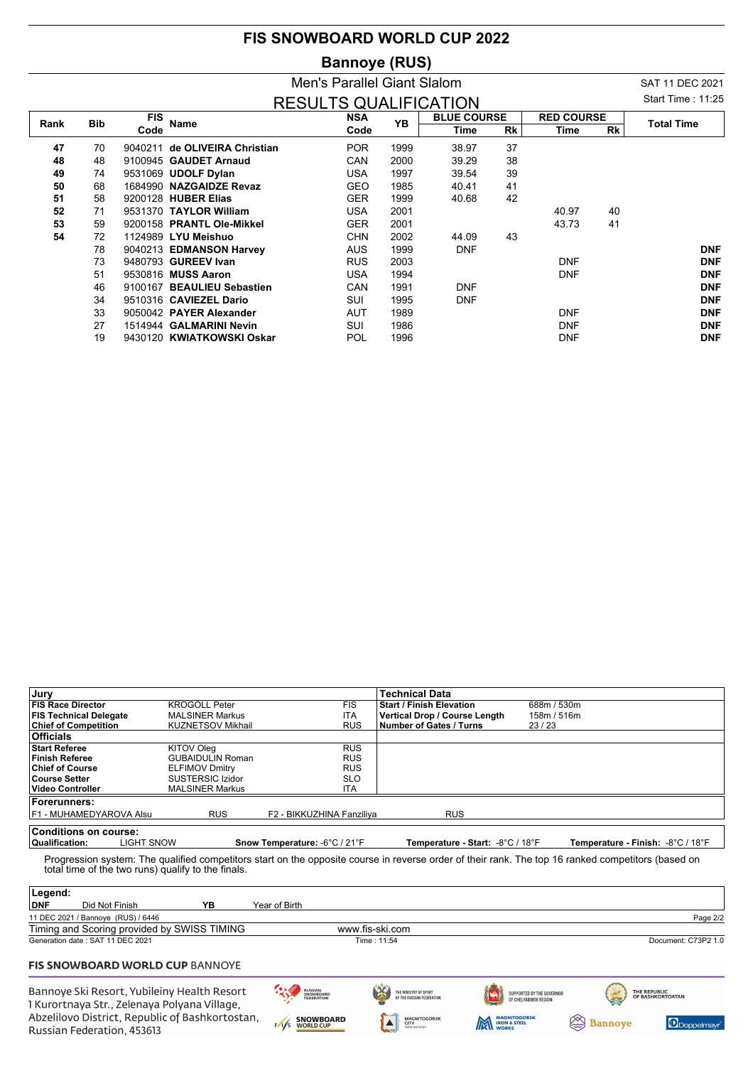# FIS SNOWBOARD WORLD CUP 2022

## Bannoye (RUS)

### Men's Parallel Giant Slalom

### RESULTS QUALIFICATION

SAT 11 DEC 2021

Start Time : 11:25

| Rank | Bib | FIS Code | Name | NSA Code | YB | BLUE COURSE Time | Rk | RED COURSE Time | Rk | Total Time |
|---|---|---|---|---|---|---|---|---|---|---|
| 47 | 70 | 9040211 | **de OLIVEIRA Christian** | POR | 1999 | 38.97 | 37 | | | |
| 48 | 48 | 9100945 | **GAUDET Arnaud** | CAN | 2000 | 39.29 | 38 | | | |
| 49 | 74 | 9531069 | **UDOLF Dylan** | USA | 1997 | 39.54 | 39 | | | |
| 50 | 68 | 1684990 | **NAZGAIDZE Revaz** | GEO | 1985 | 40.41 | 41 | | | |
| 51 | 58 | 9200128 | **HUBER Elias** | GER | 1999 | 40.68 | 42 | | | |
| 52 | 71 | 9531370 | **TAYLOR William** | USA | 2001 | | | 40.97 | 40 | |
| 53 | 59 | 9200158 | **PRANTL Ole-Mikkel** | GER | 2001 | | | 43.73 | 41 | |
| 54 | 72 | 1124989 | **LYU Meishuo** | CHN | 2002 | 44.09 | 43 | | | |
| | 78 | 9040213 | **EDMANSON Harvey** | AUS | 1999 | DNF | | | | **DNF** |
| | 73 | 9480793 | **GUREEV Ivan** | RUS | 2003 | | | DNF | | **DNF** |
| | 51 | 9530816 | **MUSS Aaron** | USA | 1994 | | | DNF | | **DNF** |
| | 46 | 9100167 | **BEAULIEU Sebastien** | CAN | 1991 | DNF | | | | **DNF** |
| | 34 | 9510316 | **CAVIEZEL Dario** | SUI | 1995 | DNF | | | | **DNF** |
| | 33 | 9050042 | **PAYER Alexander** | AUT | 1989 | | | DNF | | **DNF** |
| | 27 | 1514944 | **GALMARINI Nevin** | SUI | 1986 | | | DNF | | **DNF** |
| | 19 | 9430120 | **KWIATKOWSKI Oskar** | POL | 1996 | | | DNF | | **DNF** |

| Jury | | |
|---|---|---|
| **FIS Race Director** | KROGOLL Peter | FIS |
| **FIS Technical Delegate** | MALSINER Markus | ITA |
| **Chief of Competition** | KUZNETSOV Mikhail | RUS |
| **Officials** | | |
| **Start Referee** | KITOV Oleg | RUS |
| **Finish Referee** | GUBAIDULIN Roman | RUS |
| **Chief of Course** | ELFIMOV Dmitry | RUS |
| **Course Setter** | SUSTERSIC Izidor | SLO |
| **Video Controller** | MALSINER Markus | ITA |

| Technical Data | |
|---|---|
| **Start / Finish Elevation** | 688m / 530m |
| **Vertical Drop / Course Length** | 158m / 516m |
| **Number of Gates / Turns** | 23 / 23 |

**Forerunners:**

F1 - MUHAMEDYAROVA Alsu RUS F2 - BIKKUZHINA Fanziliya RUS

**Conditions on course:**

**Qualification:** LIGHT SNOW **Snow Temperature:** -6°C / 21°F **Temperature - Start:** -8°C / 18°F **Temperature - Finish:** -8°C / 18°F

Progression system: The qualified competitors start on the opposite course in reverse order of their rank. The top 16 ranked competitors (based on total time of the two runs) qualify to the finals.

**Legend:**

**DNF** Did Not Finish **YB** Year of Birth

11 DEC 2021 / Bannoye (RUS) / 6446

Timing and Scoring provided by SWISS TIMING www.fis-ski.com

Generation date : SAT 11 DEC 2021 Time : 11:54 Document: C73P2 1.0

**FIS SNOWBOARD WORLD CUP** BANNOYE

Bannoye Ski Resort, Yubileiny Health Resort
1 Kurortnaya Str., Zelenaya Polyana Village,
Abzelilovo District, Republic of Bashkortostan,
Russian Federation, 453613